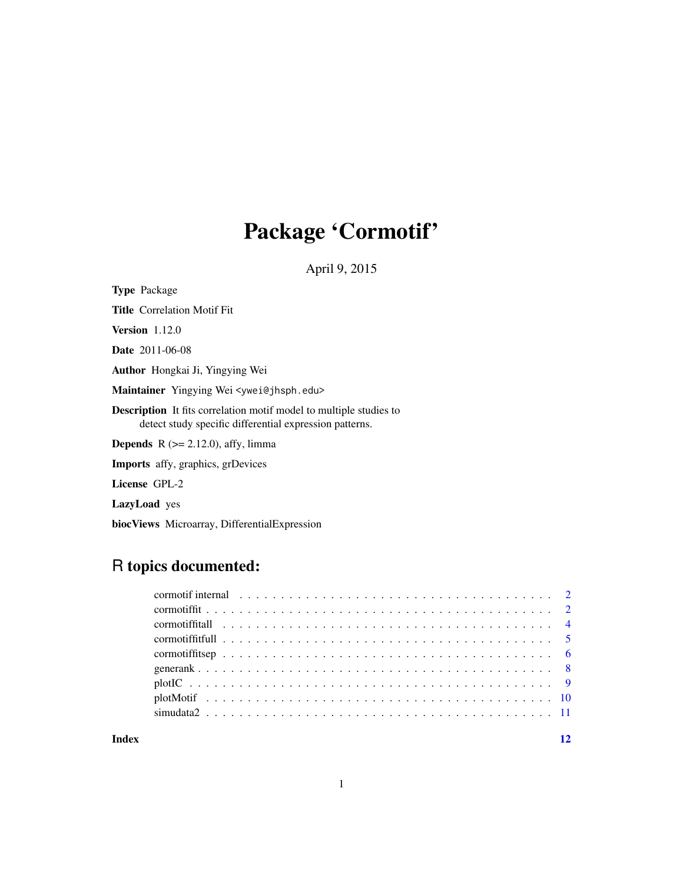# Package 'Cormotif'

April 9, 2015

**Type** Package

**Title** Correlation Motif Fit

**Version** 1.12.0

**Date** 2011-06-08

**Author** Hongkai Ji, Yingying Wei

**Maintainer** Yingying Wei <ywei@jhsph.edu>

**Description** It fits correlation motif model to multiple studies to detect study specific differential expression patterns.

**Depends** R (>= 2.12.0), affy, limma

**Imports** affy, graphics, grDevices

**License** GPL-2

**LazyLoad** yes

**biocViews** Microarray, DifferentialExpression

## R topics documented:

- cormotif internal . . . . . . . . . . . . . . . . . . . . . . . . . . . . . . . . . . . . 2
- cormotiffit . . . . . . . . . . . . . . . . . . . . . . . . . . . . . . . . . . . . . . . 2
- cormotiffitall . . . . . . . . . . . . . . . . . . . . . . . . . . . . . . . . . . . . . 4
- cormotiffitfull . . . . . . . . . . . . . . . . . . . . . . . . . . . . . . . . . . . . . 5
- cormotiffitsep . . . . . . . . . . . . . . . . . . . . . . . . . . . . . . . . . . . . . 6
- generank . . . . . . . . . . . . . . . . . . . . . . . . . . . . . . . . . . . . . . . 8
- plotIC . . . . . . . . . . . . . . . . . . . . . . . . . . . . . . . . . . . . . . . . 9
- plotMotif . . . . . . . . . . . . . . . . . . . . . . . . . . . . . . . . . . . . . . . 10
- simudata2 . . . . . . . . . . . . . . . . . . . . . . . . . . . . . . . . . . . . . . 11

**Index** 12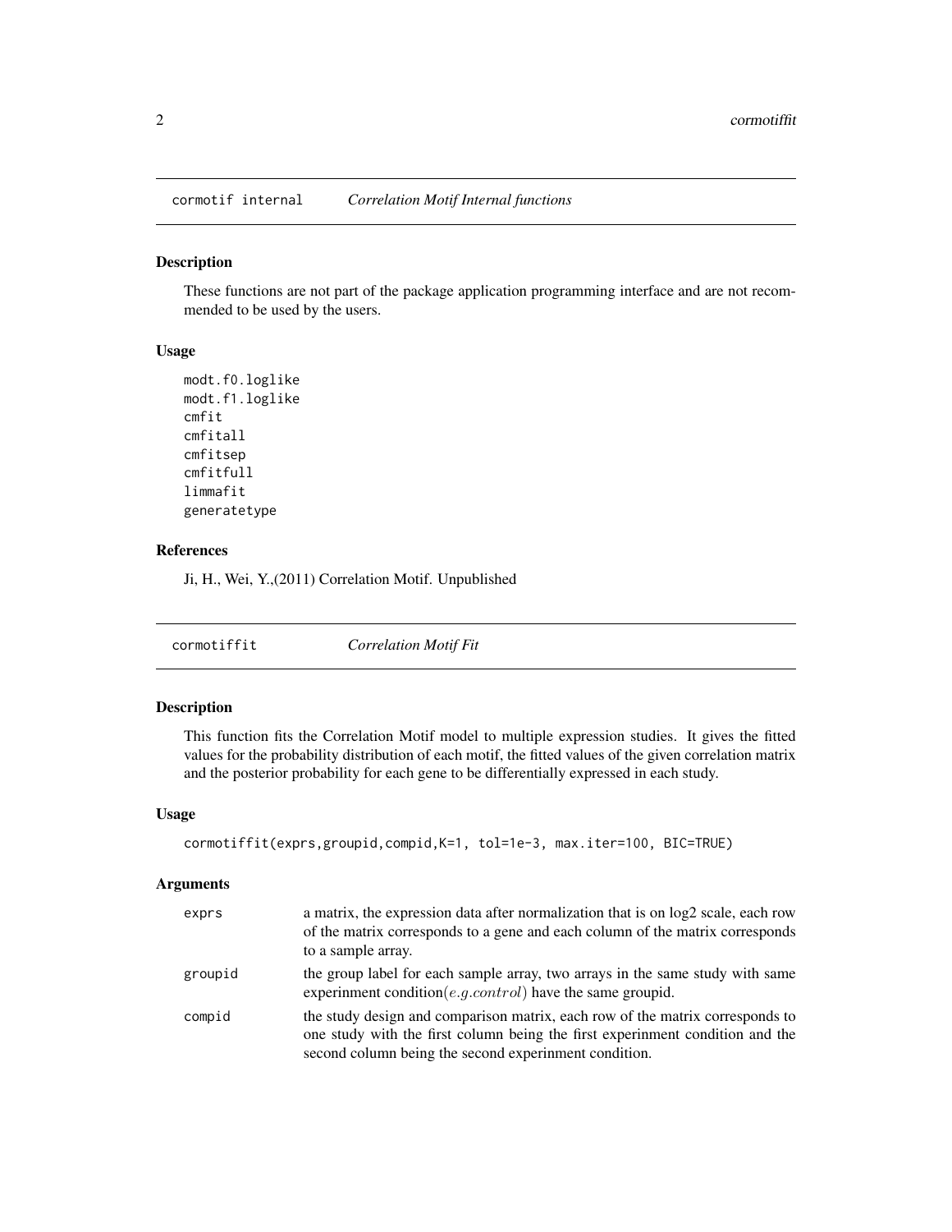## cormotif internal — *Correlation Motif Internal functions*

### Description

These functions are not part of the package application programming interface and are not recommended to be used by the users.

### Usage

```
modt.f0.loglike
modt.f1.loglike
cmfit
cmfitall
cmfitsep
cmfitfull
limmafit
generatetype
```

### References

Ji, H., Wei, Y.,(2011) Correlation Motif. Unpublished

## cormotiffit — *Correlation Motif Fit*

### Description

This function fits the Correlation Motif model to multiple expression studies. It gives the fitted values for the probability distribution of each motif, the fitted values of the given correlation matrix and the posterior probability for each gene to be differentially expressed in each study.

### Usage

```
cormotiffit(exprs,groupid,compid,K=1, tol=1e-3, max.iter=100, BIC=TRUE)
```

### Arguments

| | |
|---|---|
| exprs | a matrix, the expression data after normalization that is on log2 scale, each row of the matrix corresponds to a gene and each column of the matrix corresponds to a sample array. |
| groupid | the group label for each sample array, two arrays in the same study with same experinment condition($e.g.control$) have the same groupid. |
| compid | the study design and comparison matrix, each row of the matrix corresponds to one study with the first column being the first experinment condition and the second column being the second experinment condition. |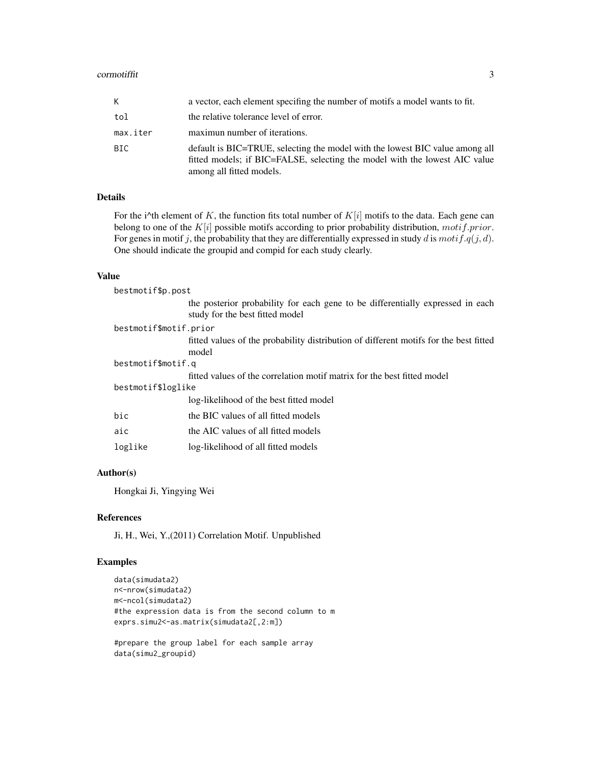| | |
|---|---|
| K | a vector, each element specifing the number of motifs a model wants to fit. |
| tol | the relative tolerance level of error. |
| max.iter | maximun number of iterations. |
| BIC | default is BIC=TRUE, selecting the model with the lowest BIC value among all fitted models; if BIC=FALSE, selecting the model with the lowest AIC value among all fitted models. |

## Details

For the i^th element of $K$, the function fits total number of $K[i]$ motifs to the data. Each gene can belong to one of the $K[i]$ possible motifs according to prior probability distribution, $motif.prior$. For genes in motif $j$, the probability that they are differentially expressed in study $d$ is $motif.q(j, d)$. One should indicate the groupid and compid for each study clearly.

## Value

| | |
|---|---|
| bestmotif$p.post | the posterior probability for each gene to be differentially expressed in each study for the best fitted model |
| bestmotif$motif.prior | fitted values of the probability distribution of different motifs for the best fitted model |
| bestmotif$motif.q | fitted values of the correlation motif matrix for the best fitted model |
| bestmotif$loglike | log-likelihood of the best fitted model |
| bic | the BIC values of all fitted models |
| aic | the AIC values of all fitted models |
| loglike | log-likelihood of all fitted models |

## Author(s)

Hongkai Ji, Yingying Wei

## References

Ji, H., Wei, Y.,(2011) Correlation Motif. Unpublished

## Examples

```
data(simudata2)
n<-nrow(simudata2)
m<-ncol(simudata2)
#the expression data is from the second column to m
exprs.simu2<-as.matrix(simudata2[,2:m])

#prepare the group label for each sample array
data(simu2_groupid)
```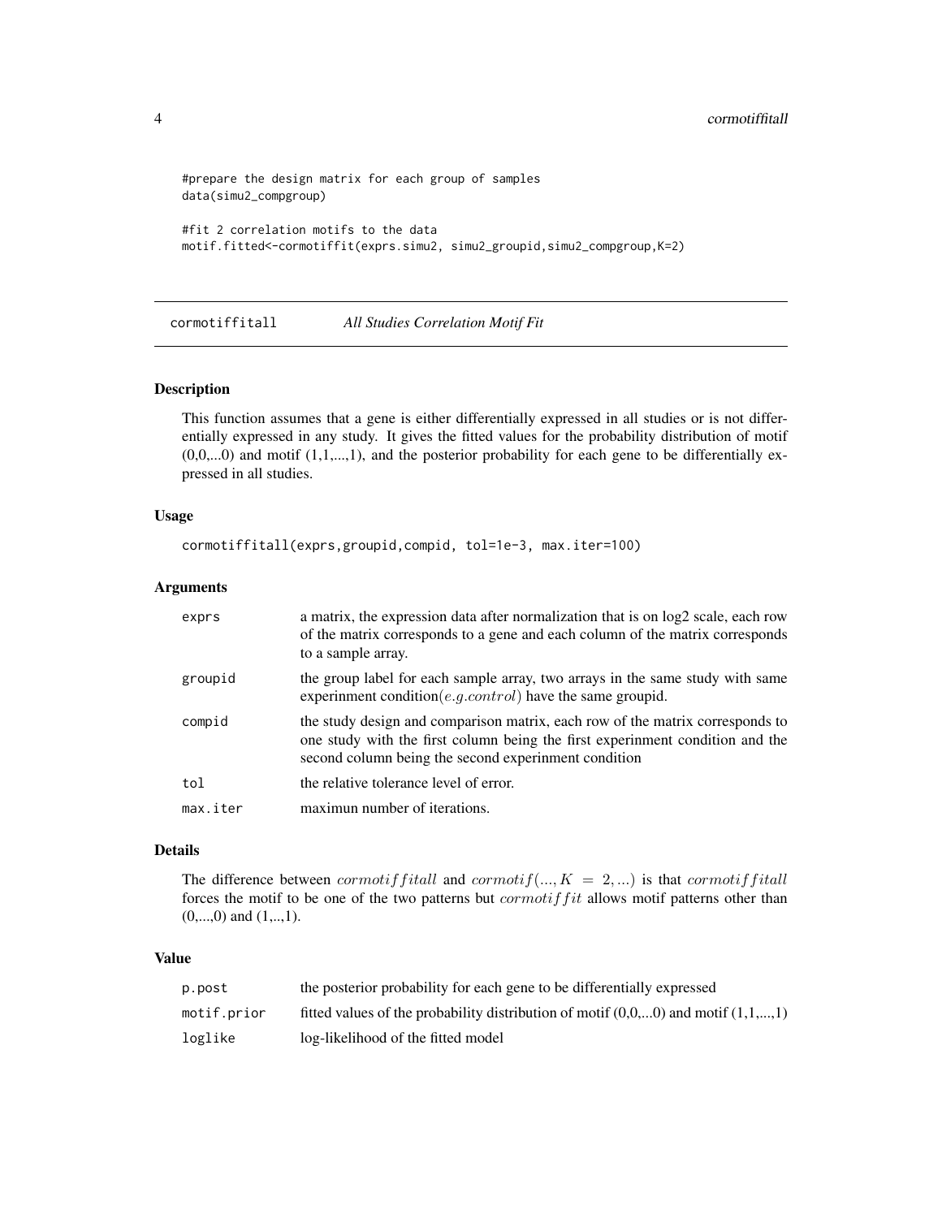```
#prepare the design matrix for each group of samples
data(simu2_compgroup)

#fit 2 correlation motifs to the data
motif.fitted<-cormotiffit(exprs.simu2, simu2_groupid,simu2_compgroup,K=2)
```

---

## cormotiffitall *All Studies Correlation Motif Fit*

---

### Description

This function assumes that a gene is either differentially expressed in all studies or is not differentially expressed in any study. It gives the fitted values for the probability distribution of motif (0,0,...0) and motif (1,1,...,1), and the posterior probability for each gene to be differentially expressed in all studies.

### Usage

```
cormotiffitall(exprs,groupid,compid, tol=1e-3, max.iter=100)
```

### Arguments

| | |
|---|---|
| exprs | a matrix, the expression data after normalization that is on log2 scale, each row of the matrix corresponds to a gene and each column of the matrix corresponds to a sample array. |
| groupid | the group label for each sample array, two arrays in the same study with same experinment condition($e.g.control$) have the same groupid. |
| compid | the study design and comparison matrix, each row of the matrix corresponds to one study with the first column being the first experinment condition and the second column being the second experinment condition |
| tol | the relative tolerance level of error. |
| max.iter | maximun number of iterations. |

### Details

The difference between $cormotiffitall$ and $cormotif(..., K = 2, ...)$ is that $cormotiffitall$ forces the motif to be one of the two patterns but $cormotiffit$ allows motif patterns other than (0,...,0) and (1,..,1).

### Value

| | |
|---|---|
| p.post | the posterior probability for each gene to be differentially expressed |
| motif.prior | fitted values of the probability distribution of motif (0,0,...0) and motif (1,1,...,1) |
| loglike | log-likelihood of the fitted model |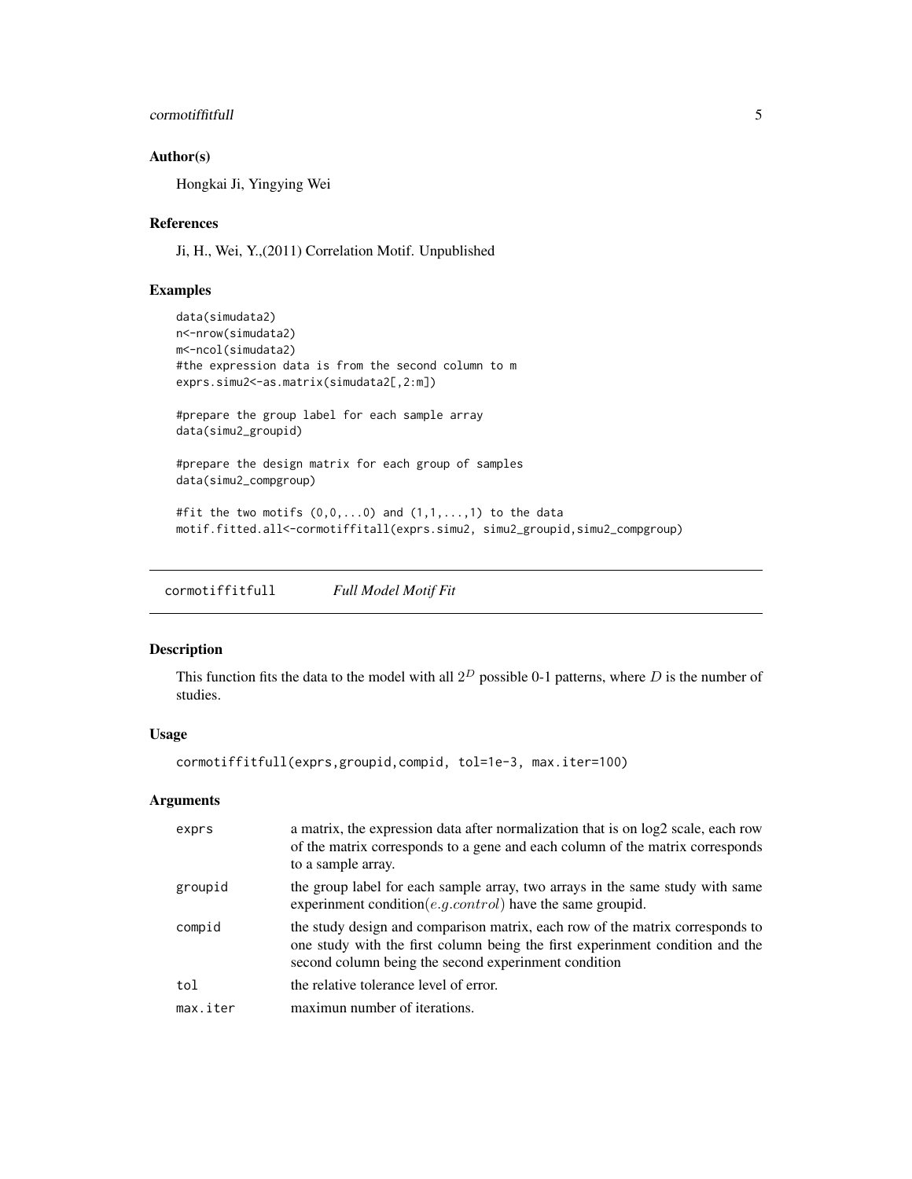### Author(s)

Hongkai Ji, Yingying Wei

### References

Ji, H., Wei, Y.,(2011) Correlation Motif. Unpublished

### Examples

```
data(simudata2)
n<-nrow(simudata2)
m<-ncol(simudata2)
#the expression data is from the second column to m
exprs.simu2<-as.matrix(simudata2[,2:m])

#prepare the group label for each sample array
data(simu2_groupid)

#prepare the design matrix for each group of samples
data(simu2_compgroup)

#fit the two motifs (0,0,...0) and (1,1,...,1) to the data
motif.fitted.all<-cormotiffitall(exprs.simu2, simu2_groupid,simu2_compgroup)
```

## cormotiffitfull *Full Model Motif Fit*

### Description

This function fits the data to the model with all $2^D$ possible 0-1 patterns, where $D$ is the number of studies.

### Usage

```
cormotiffitfull(exprs,groupid,compid, tol=1e-3, max.iter=100)
```

### Arguments

| | |
|---|---|
| exprs | a matrix, the expression data after normalization that is on log2 scale, each row of the matrix corresponds to a gene and each column of the matrix corresponds to a sample array. |
| groupid | the group label for each sample array, two arrays in the same study with same experinment condition($e.g.control$) have the same groupid. |
| compid | the study design and comparison matrix, each row of the matrix corresponds to one study with the first column being the first experinment condition and the second column being the second experinment condition |
| tol | the relative tolerance level of error. |
| max.iter | maximun number of iterations. |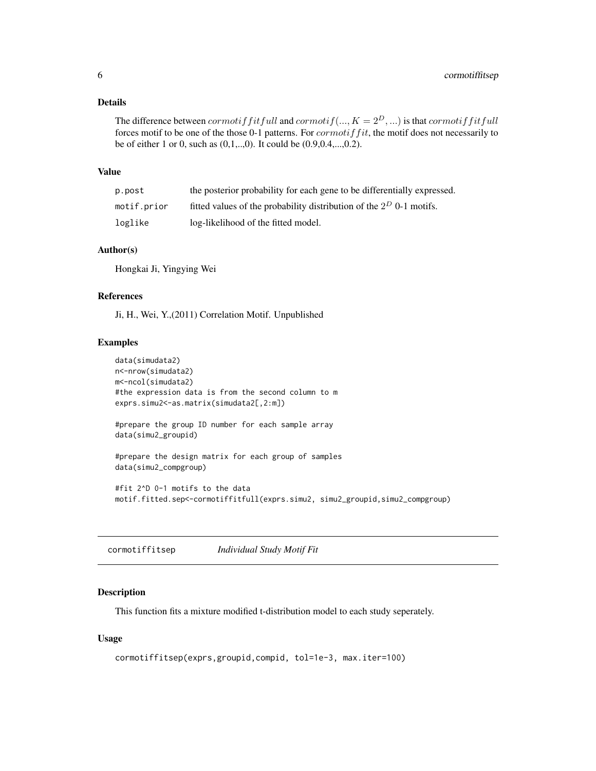### Details

The difference between $cormotiffitfull$ and $cormotif(..., K = 2^D, ...)$ is that $cormotiffitfull$ forces motif to be one of the those 0-1 patterns. For $cormotiffit$, the motif does not necessarily to be of either 1 or 0, such as (0,1,..,0). It could be (0.9,0.4,...,0.2).

### Value

| | |
|---|---|
| p.post | the posterior probability for each gene to be differentially expressed. |
| motif.prior | fitted values of the probability distribution of the $2^D$ 0-1 motifs. |
| loglike | log-likelihood of the fitted model. |

### Author(s)

Hongkai Ji, Yingying Wei

### References

Ji, H., Wei, Y.,(2011) Correlation Motif. Unpublished

### Examples

```
data(simudata2)
n<-nrow(simudata2)
m<-ncol(simudata2)
#the expression data is from the second column to m
exprs.simu2<-as.matrix(simudata2[,2:m])

#prepare the group ID number for each sample array
data(simu2_groupid)

#prepare the design matrix for each group of samples
data(simu2_compgroup)

#fit 2^D 0-1 motifs to the data
motif.fitted.sep<-cormotiffitfull(exprs.simu2, simu2_groupid,simu2_compgroup)
```

---

## cormotiffitsep *Individual Study Motif Fit*

---

### Description

This function fits a mixture modified t-distribution model to each study seperately.

### Usage

```
cormotiffitsep(exprs,groupid,compid, tol=1e-3, max.iter=100)
```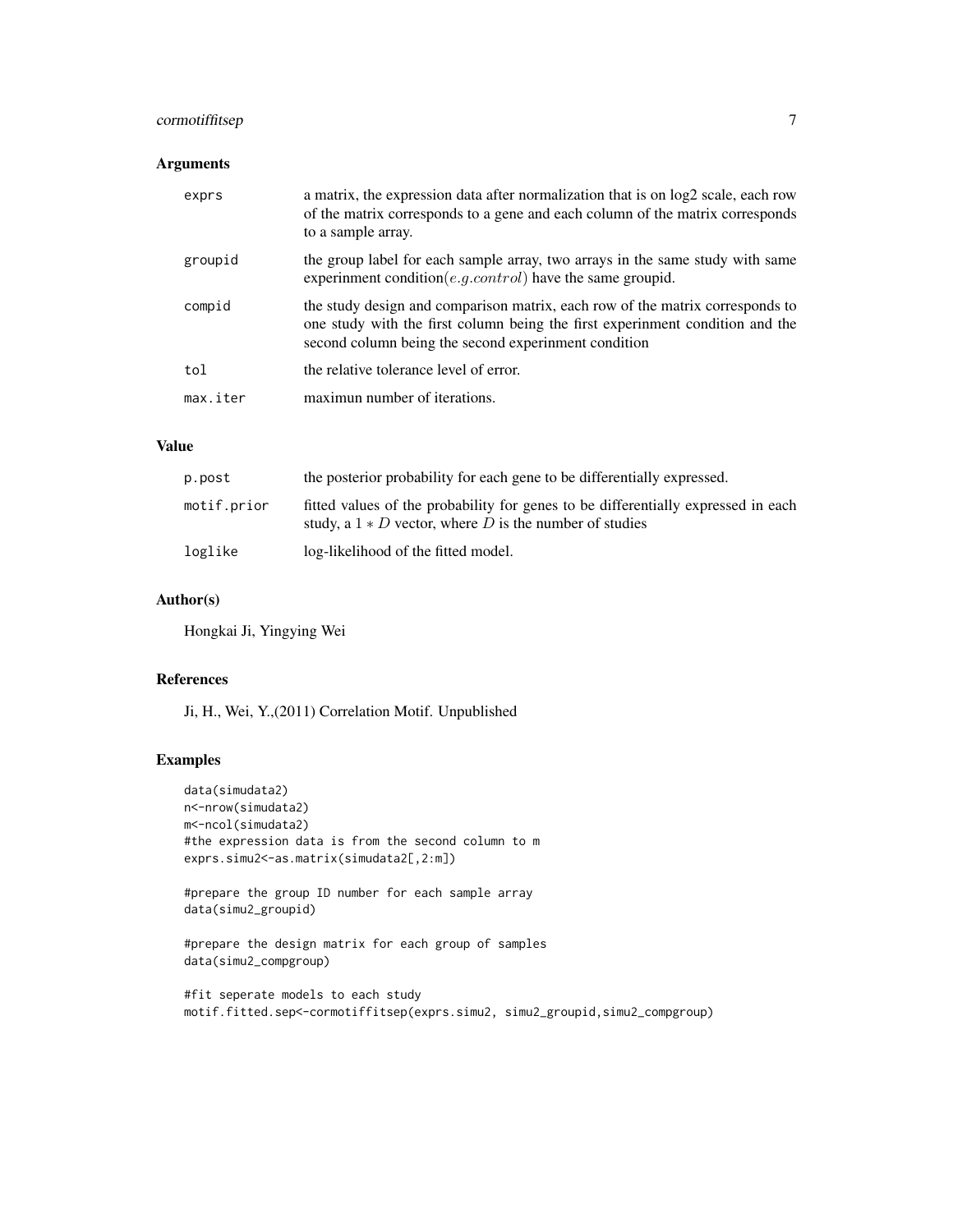## Arguments

| | |
|---|---|
| exprs | a matrix, the expression data after normalization that is on log2 scale, each row of the matrix corresponds to a gene and each column of the matrix corresponds to a sample array. |
| groupid | the group label for each sample array, two arrays in the same study with same experinment condition($e.g.control$) have the same groupid. |
| compid | the study design and comparison matrix, each row of the matrix corresponds to one study with the first column being the first experinment condition and the second column being the second experinment condition |
| tol | the relative tolerance level of error. |
| max.iter | maximun number of iterations. |

## Value

| | |
|---|---|
| p.post | the posterior probability for each gene to be differentially expressed. |
| motif.prior | fitted values of the probability for genes to be differentially expressed in each study, a $1 * D$ vector, where $D$ is the number of studies |
| loglike | log-likelihood of the fitted model. |

## Author(s)

Hongkai Ji, Yingying Wei

## References

Ji, H., Wei, Y.,(2011) Correlation Motif. Unpublished

## Examples

```
data(simudata2)
n<-nrow(simudata2)
m<-ncol(simudata2)
#the expression data is from the second column to m
exprs.simu2<-as.matrix(simudata2[,2:m])

#prepare the group ID number for each sample array
data(simu2_groupid)

#prepare the design matrix for each group of samples
data(simu2_compgroup)

#fit seperate models to each study
motif.fitted.sep<-cormotiffitsep(exprs.simu2, simu2_groupid,simu2_compgroup)
```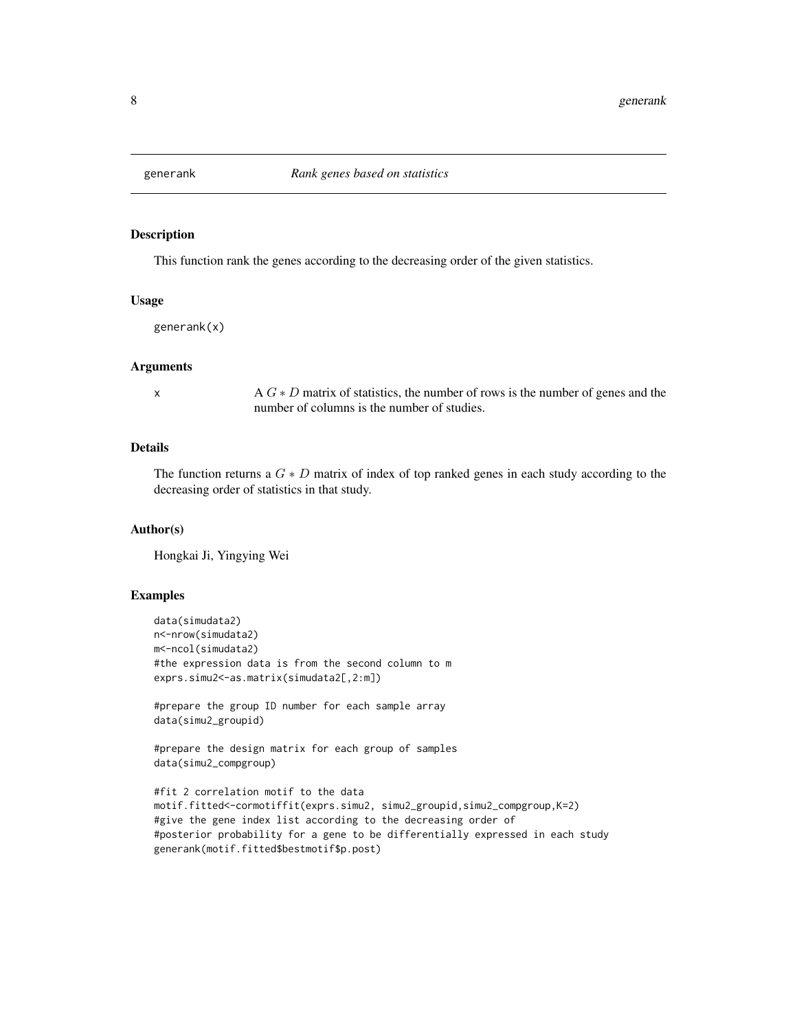# generank — *Rank genes based on statistics*

## Description

This function rank the genes according to the decreasing order of the given statistics.

## Usage

```
generank(x)
```

## Arguments

| | |
|---|---|
| x | A $G * D$ matrix of statistics, the number of rows is the number of genes and the number of columns is the number of studies. |

## Details

The function returns a $G * D$ matrix of index of top ranked genes in each study according to the decreasing order of statistics in that study.

## Author(s)

Hongkai Ji, Yingying Wei

## Examples

```
data(simudata2)
n<-nrow(simudata2)
m<-ncol(simudata2)
#the expression data is from the second column to m
exprs.simu2<-as.matrix(simudata2[,2:m])

#prepare the group ID number for each sample array
data(simu2_groupid)

#prepare the design matrix for each group of samples
data(simu2_compgroup)

#fit 2 correlation motif to the data
motif.fitted<-cormotiffit(exprs.simu2, simu2_groupid,simu2_compgroup,K=2)
#give the gene index list according to the decreasing order of
#posterior probability for a gene to be differentially expressed in each study
generank(motif.fitted$bestmotif$p.post)
```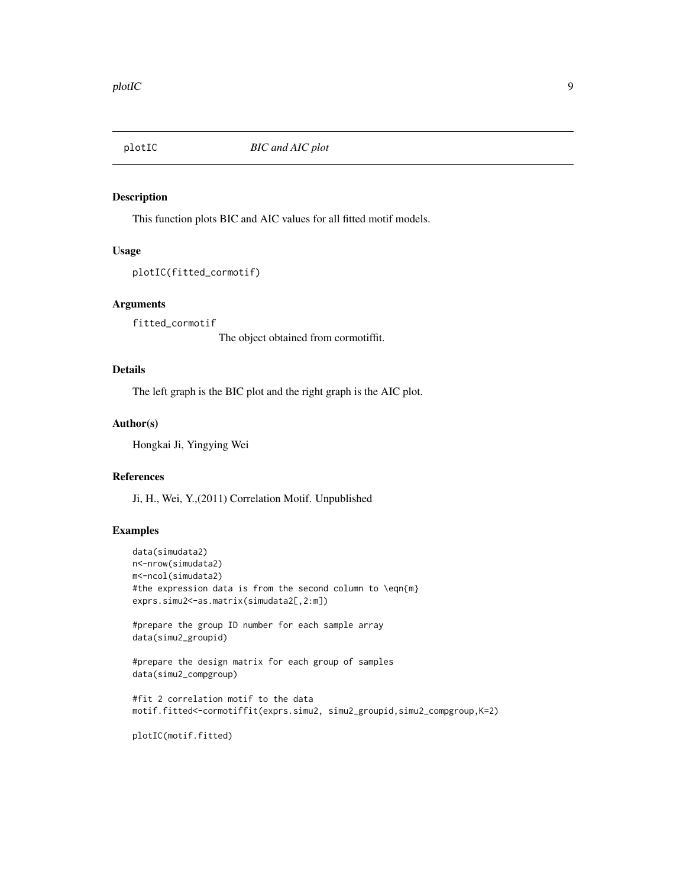# plotIC — *BIC and AIC plot*

## Description

This function plots BIC and AIC values for all fitted motif models.

## Usage

```
plotIC(fitted_cormotif)
```

## Arguments

`fitted_cormotif`
: The object obtained from cormotiffit.

## Details

The left graph is the BIC plot and the right graph is the AIC plot.

## Author(s)

Hongkai Ji, Yingying Wei

## References

Ji, H., Wei, Y.,(2011) Correlation Motif. Unpublished

## Examples

```
data(simudata2)
n<-nrow(simudata2)
m<-ncol(simudata2)
#the expression data is from the second column to \eqn{m}
exprs.simu2<-as.matrix(simudata2[,2:m])

#prepare the group ID number for each sample array
data(simu2_groupid)

#prepare the design matrix for each group of samples
data(simu2_compgroup)

#fit 2 correlation motif to the data
motif.fitted<-cormotiffit(exprs.simu2, simu2_groupid,simu2_compgroup,K=2)

plotIC(motif.fitted)
```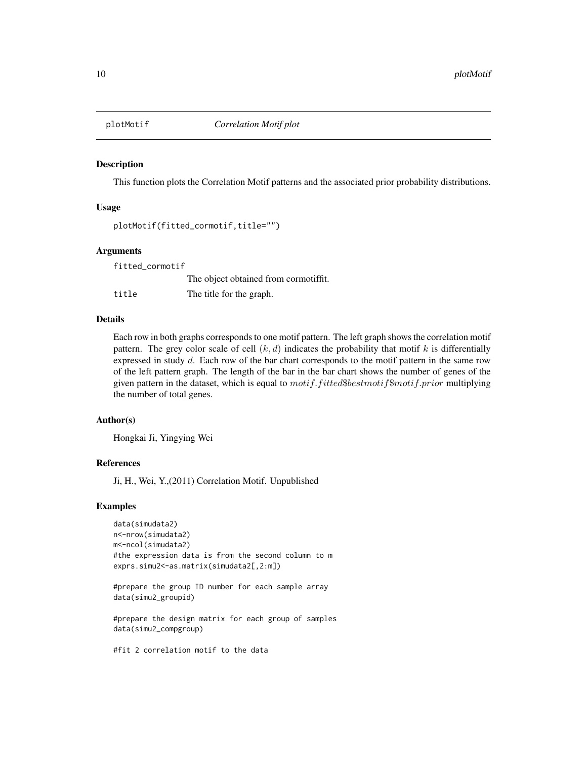## plotMotif *Correlation Motif plot*

### Description

This function plots the Correlation Motif patterns and the associated prior probability distributions.

### Usage

```
plotMotif(fitted_cormotif,title="")
```

### Arguments

| | |
|---|---|
| fitted_cormotif | The object obtained from cormotiffit. |
| title | The title for the graph. |

### Details

Each row in both graphs corresponds to one motif pattern. The left graph shows the correlation motif pattern. The grey color scale of cell $(k, d)$ indicates the probability that motif $k$ is differentially expressed in study $d$. Each row of the bar chart corresponds to the motif pattern in the same row of the left pattern graph. The length of the bar in the bar chart shows the number of genes of the given pattern in the dataset, which is equal to $motif.fitted\$bestmotif\$motif.prior$ multiplying the number of total genes.

### Author(s)

Hongkai Ji, Yingying Wei

### References

Ji, H., Wei, Y.,(2011) Correlation Motif. Unpublished

### Examples

```
data(simudata2)
n<-nrow(simudata2)
m<-ncol(simudata2)
#the expression data is from the second column to m
exprs.simu2<-as.matrix(simudata2[,2:m])

#prepare the group ID number for each sample array
data(simu2_groupid)

#prepare the design matrix for each group of samples
data(simu2_compgroup)

#fit 2 correlation motif to the data
```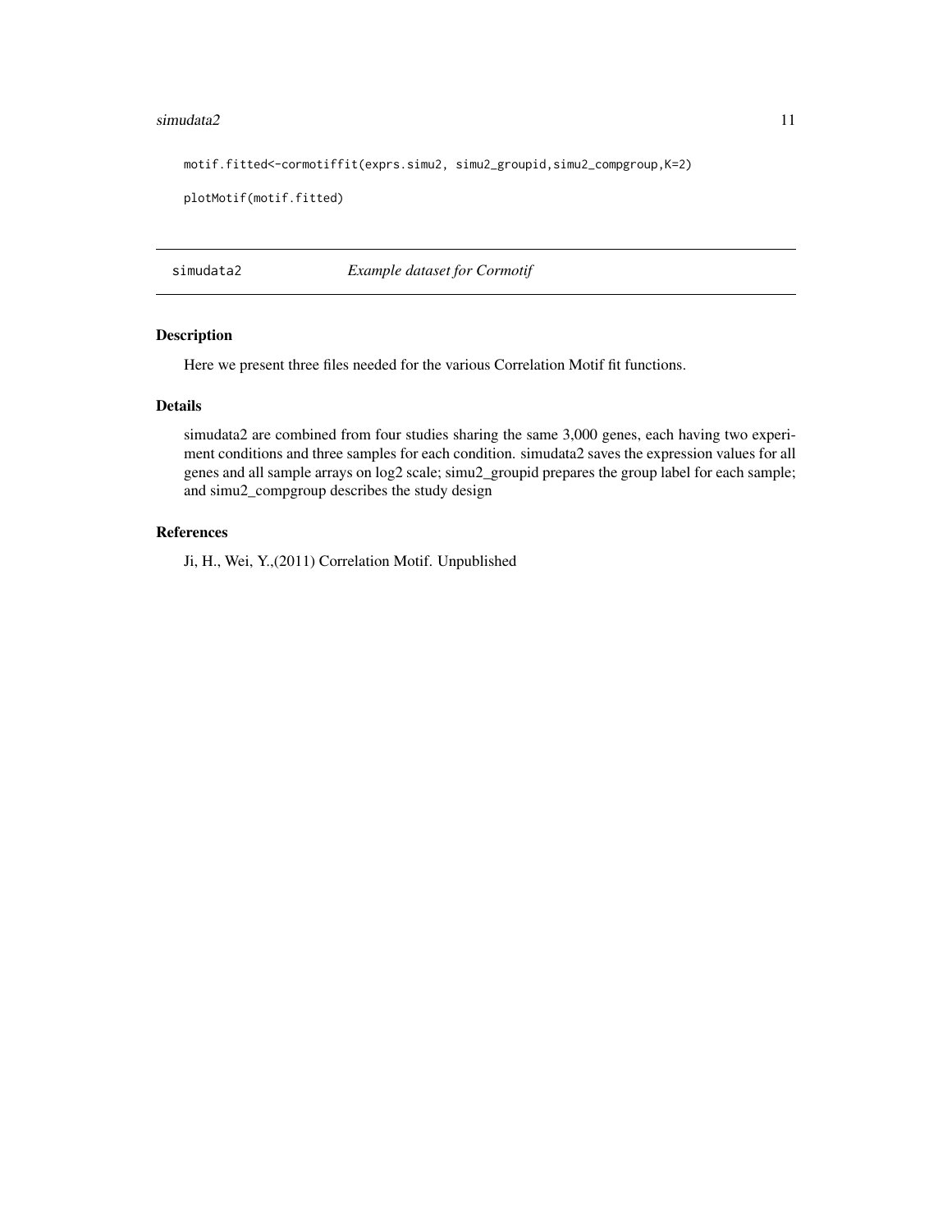```
motif.fitted<-cormotiffit(exprs.simu2, simu2_groupid,simu2_compgroup,K=2)

plotMotif(motif.fitted)
```

---

## simudata2 — *Example dataset for Cormotif*

### Description

Here we present three files needed for the various Correlation Motif fit functions.

### Details

simudata2 are combined from four studies sharing the same 3,000 genes, each having two experiment conditions and three samples for each condition. simudata2 saves the expression values for all genes and all sample arrays on log2 scale; simu2_groupid prepares the group label for each sample; and simu2_compgroup describes the study design

### References

Ji, H., Wei, Y.,(2011) Correlation Motif. Unpublished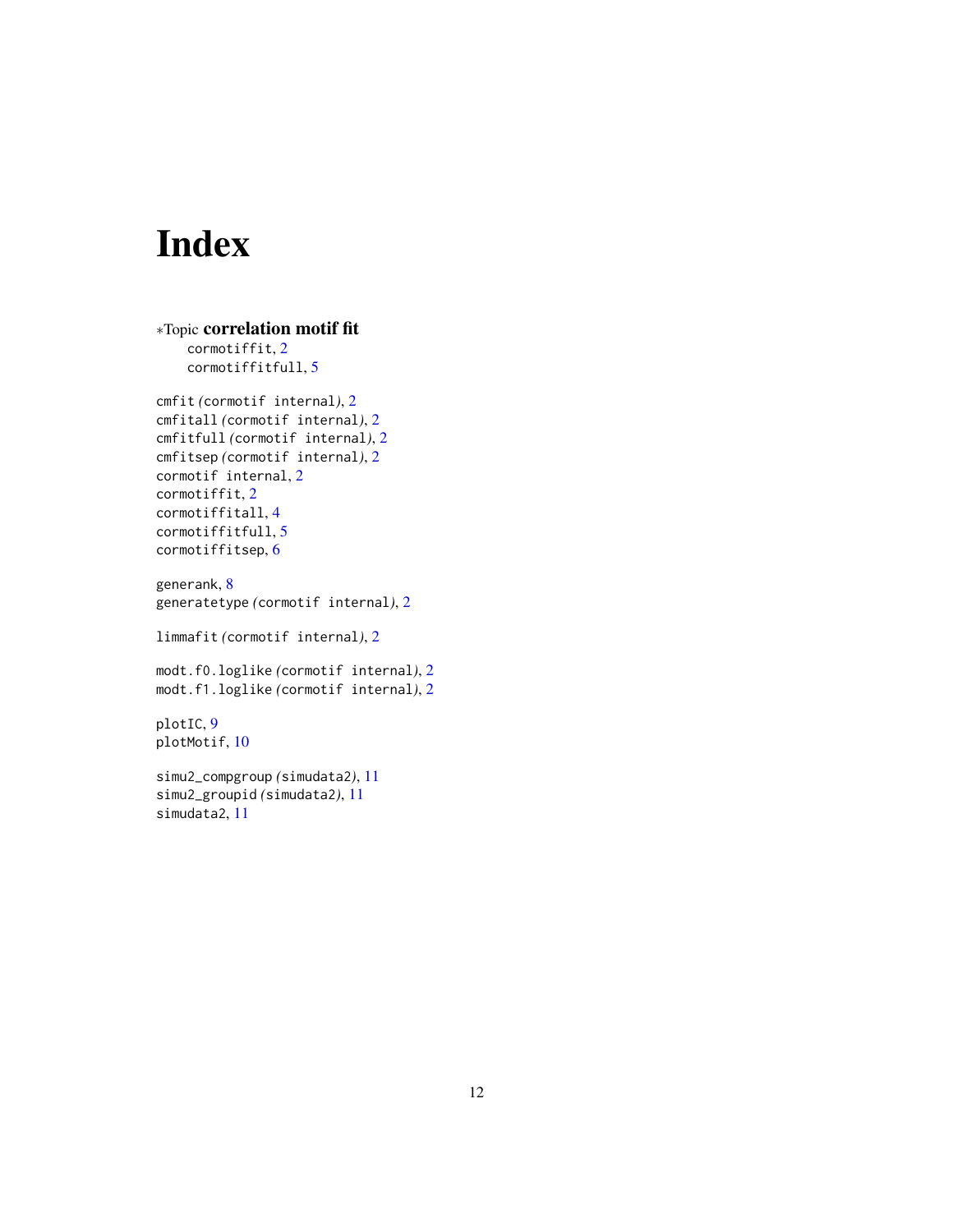# Index

∗Topic **correlation motif fit**

cormotiffit, 2
cormotiffitfull, 5

cmfit (cormotif internal), 2
cmfitall (cormotif internal), 2
cmfitfull (cormotif internal), 2
cmfitsep (cormotif internal), 2
cormotif internal, 2
cormotiffit, 2
cormotiffitall, 4
cormotiffitfull, 5
cormotiffitsep, 6

generank, 8
generatetype (cormotif internal), 2

limmafit (cormotif internal), 2

modt.f0.loglike (cormotif internal), 2
modt.f1.loglike (cormotif internal), 2

plotIC, 9
plotMotif, 10

simu2_compgroup (simudata2), 11
simu2_groupid (simudata2), 11
simudata2, 11